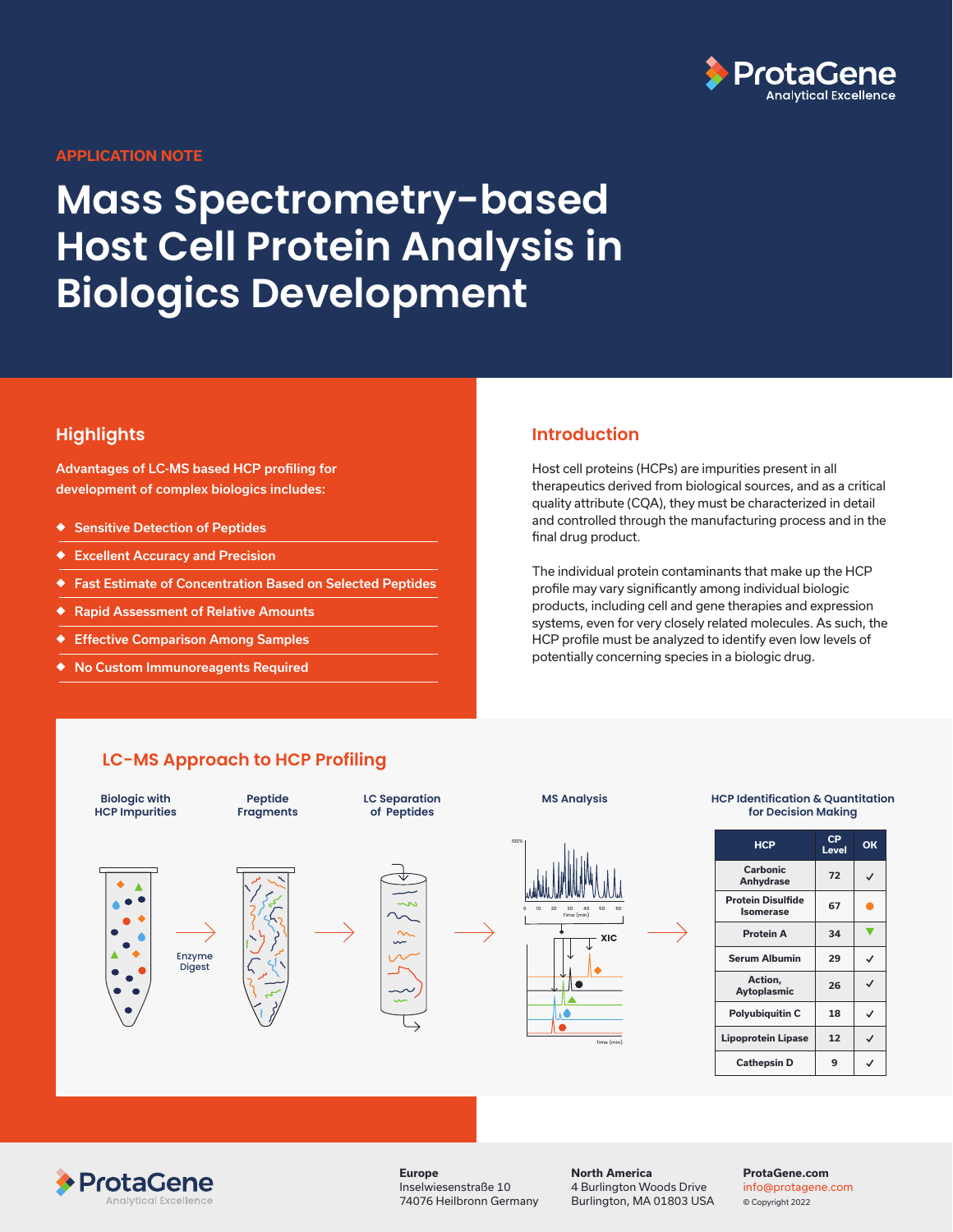APPLICATION NOTE

# Mass Spectrometry-based Host Cell Protein Analysis in Biologics Development

## Highlights

Advantages of LC-MS based HCP profiling for development of complex biologics includes:

- Sensitive Detection of Peptides
- Excellent Accuracy and Precision
- Fast Estimate of Concentration Based on Selected Peptides
- Rapid Assessment of Relative Amounts
- Effective Comparison Among Samples
- No Custom Immunoreagents Required

## Introduction

Host cell proteins (HCPs) are impurities present in all therapeutics derived from biological sources, and as a critical quality attribute (CQA), they must be characterized in detail and controlled through the manufacturing process and in the final drug product.

The individual protein contaminants that make up the HCP profile may vary significantly among individual biologic products, including cell and gene therapies and expression systems, even for very closely related molecules. As such, the HCP profile must be analyzed to identify even low levels of potentially concerning species in a biologic drug.

## LC-MS Approach to HCP Profiling

Biologic with HCP Impurities → Enzyme Digest → Peptide Fragments → LC Separation of Peptides → MS Analysis → HCP Identification & Quantitation for Decision Making

| HCP | CP Level | OK |
|---|---|---|
| Carbonic Anhydrase | 72 | ✓ |
| Protein Disulfide Isomerase | 67 | ● |
| Protein A | 34 | ▼ |
| Serum Albumin | 29 | ✓ |
| Action, Aytoplasmic | 26 | ✓ |
| Polyubiquitin C | 18 | ✓ |
| Lipoprotein Lipase | 12 | ✓ |
| Cathepsin D | 9 | ✓ |

ProtaGene
Analytical Excellence

**Europe**
Inselwiesenstraße 10
74076 Heilbronn Germany

**North America**
4 Burlington Woods Drive
Burlington, MA 01803 USA

**ProtaGene.com**
info@protagene.com
© Copyright 2022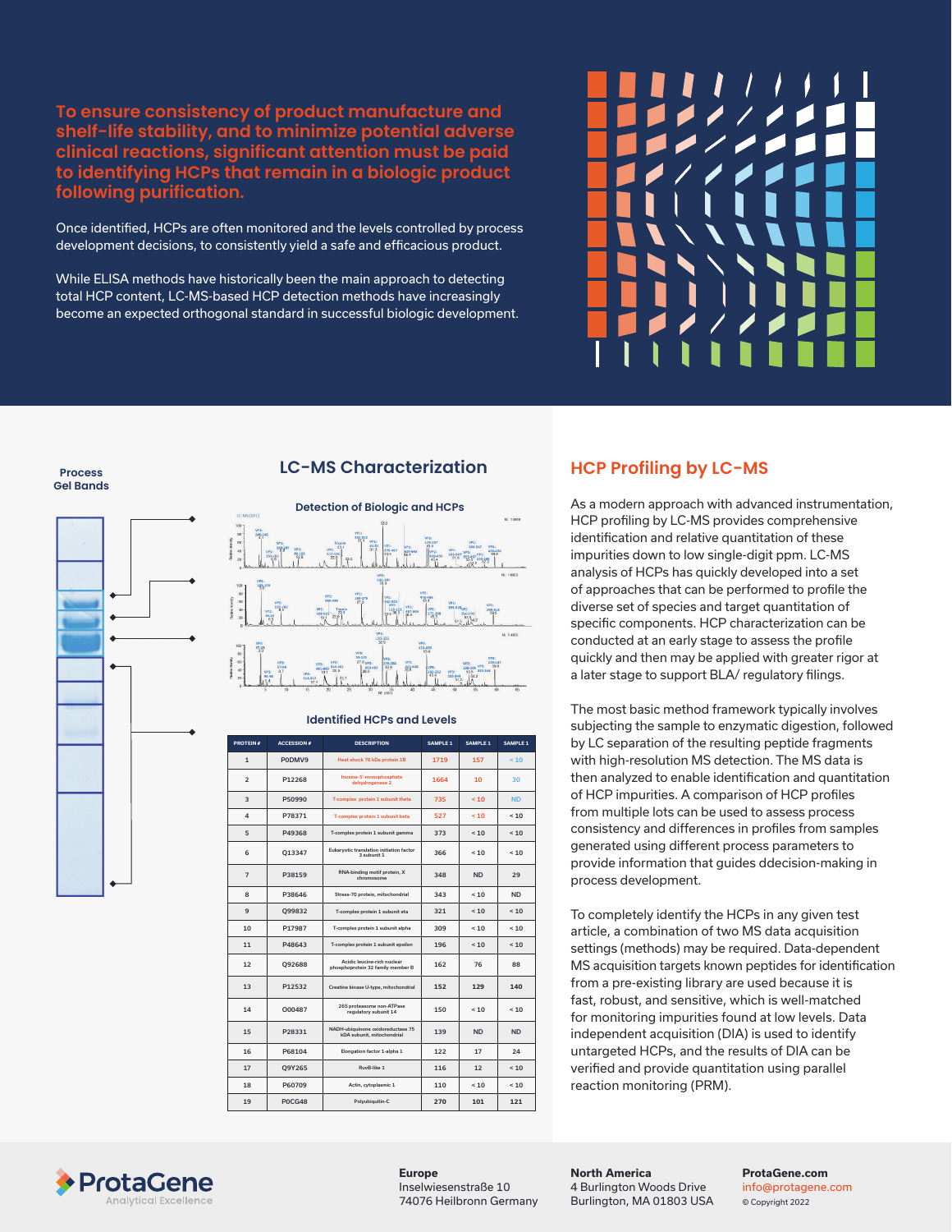**To ensure consistency of product manufacture and shelf-life stability, and to minimize potential adverse clinical reactions, significant attention must be paid to identifying HCPs that remain in a biologic product following purification.**

Once identified, HCPs are often monitored and the levels controlled by process development decisions, to consistently yield a safe and efficacious product.

While ELISA methods have historically been the main approach to detecting total HCP content, LC-MS-based HCP detection methods have increasingly become an expected orthogonal standard in successful biologic development.

## LC-MS Characterization

Process Gel Bands

### Detection of Biologic and HCPs

### Identified HCPs and Levels

| PROTEIN # | ACCESSION # | DESCRIPTION | SAMPLE 1 | SAMPLE 1 | SAMPLE 1 |
|---|---|---|---|---|---|
| 1 | P0DMV9 | Heat shock 70 kDa protein 1B | 1719 | 157 | < 10 |
| 2 | P12268 | Inosine-5'-monophosphate dehydrogenase 2 | 1664 | 10 | 30 |
| 3 | P50990 | T-complex protein 1 subunit theta | 735 | < 10 | ND |
| 4 | P78371 | T-complex protein 1 subunit beta | 527 | < 10 | < 10 |
| 5 | P49368 | T-complex protein 1 subunit gamma | 373 | < 10 | < 10 |
| 6 | Q13347 | Eukaryotic translation initiation factor 3 subunit 1 | 366 | < 10 | < 10 |
| 7 | P38159 | RNA-binding motif protein, X chromosome | 348 | ND | 29 |
| 8 | P38646 | Stress-70 protein, mitochondrial | 343 | < 10 | ND |
| 9 | Q99832 | T-complex protein 1 subunit eta | 321 | < 10 | < 10 |
| 10 | P17987 | T-complex protein 1 subunit alpha | 309 | < 10 | < 10 |
| 11 | P48643 | T-complex protein 1 subunit epsilon | 196 | < 10 | < 10 |
| 12 | Q92688 | Acidic leucine-rich nuclear phosphoprotein 32 family member B | 162 | 76 | 88 |
| 13 | P12532 | Creatine kinase U-type, mitochondrial | 152 | 129 | 140 |
| 14 | O00487 | 26S proteasome non-ATPase regulatory subunit 14 | 150 | < 10 | < 10 |
| 15 | P28331 | NADH-ubiquinone oxidoreductase 75 kDA subunit, mitochondrial | 139 | ND | ND |
| 16 | P68104 | Elongation factor 1-alpha 1 | 122 | 17 | 24 |
| 17 | Q9Y265 | RuvB-like 1 | 116 | 12 | < 10 |
| 18 | P60709 | Actin, cytoplasmic 1 | 110 | < 10 | < 10 |
| 19 | P0CG48 | Polyubiquitin-C | 270 | 101 | 121 |

## HCP Profiling by LC-MS

As a modern approach with advanced instrumentation, HCP profiling by LC-MS provides comprehensive identification and relative quantitation of these impurities down to low single-digit ppm. LC-MS analysis of HCPs has quickly developed into a set of approaches that can be performed to profile the diverse set of species and target quantitation of specific components. HCP characterization can be conducted at an early stage to assess the profile quickly and then may be applied with greater rigor at a later stage to support BLA/ regulatory filings.

The most basic method framework typically involves subjecting the sample to enzymatic digestion, followed by LC separation of the resulting peptide fragments with high-resolution MS detection. The MS data is then analyzed to enable identification and quantitation of HCP impurities. A comparison of HCP profiles from multiple lots can be used to assess process consistency and differences in profiles from samples generated using different process parameters to provide information that guides ddecision-making in process development.

To completely identify the HCPs in any given test article, a combination of two MS data acquisition settings (methods) may be required. Data-dependent MS acquisition targets known peptides for identification from a pre-existing library are used because it is fast, robust, and sensitive, which is well-matched for monitoring impurities found at low levels. Data independent acquisition (DIA) is used to identify untargeted HCPs, and the results of DIA can be verified and provide quantitation using parallel reaction monitoring (PRM).

ProtaGene Analytical Excellence

**Europe**
Inselwiesenstraße 10
74076 Heilbronn Germany

**North America**
4 Burlington Woods Drive
Burlington, MA 01803 USA

**ProtaGene.com**
info@protagene.com
© Copyright 2022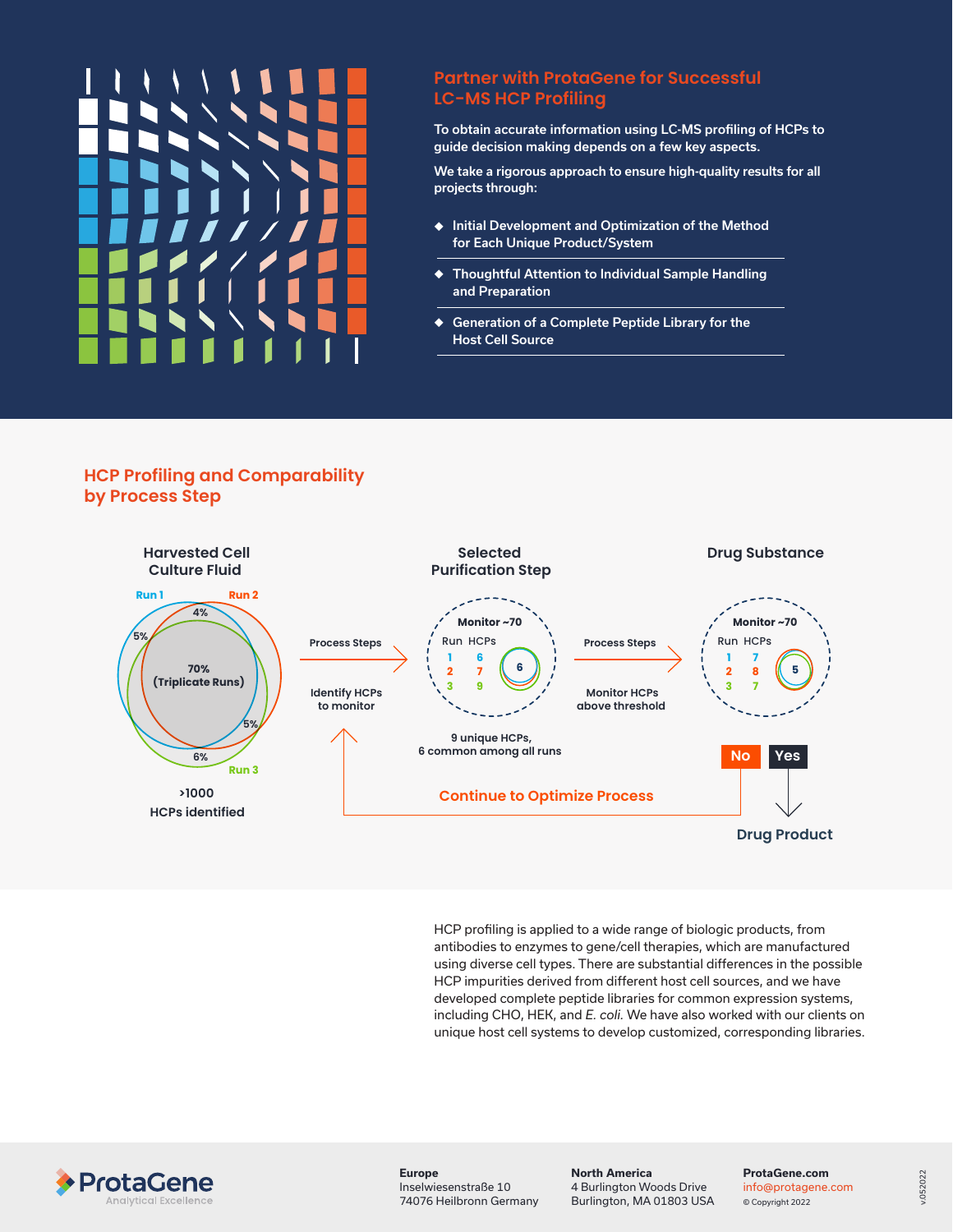## Partner with ProtaGene for Successful LC-MS HCP Profiling

**To obtain accurate information using LC-MS profiling of HCPs to guide decision making depends on a few key aspects.**

**We take a rigorous approach to ensure high-quality results for all projects through:**

- **Initial Development and Optimization of the Method for Each Unique Product/System**
- **Thoughtful Attention to Individual Sample Handling and Preparation**
- **Generation of a Complete Peptide Library for the Host Cell Source**

## HCP Profiling and Comparability by Process Step

Harvested Cell Culture Fluid

Run 1
Run 2
Run 3
4%
5%
5%
6%
70% (Triplicate Runs)

>1000 HCPs identified

Process Steps

Identify HCPs to monitor

Selected Purification Step

Monitor ~70

Run HCPs
1 6
2 7
3 9
6

9 unique HCPs, 6 common among all runs

Process Steps

Monitor HCPs above threshold

Drug Substance

Monitor ~70

Run HCPs
1 7
2 8
3 7
5

No
Yes

Continue to Optimize Process

Drug Product

HCP profiling is applied to a wide range of biologic products, from antibodies to enzymes to gene/cell therapies, which are manufactured using diverse cell types. There are substantial differences in the possible HCP impurities derived from different host cell sources, and we have developed complete peptide libraries for common expression systems, including CHO, HEK, and *E. coli*. We have also worked with our clients on unique host cell systems to develop customized, corresponding libraries.

ProtaGene
Analytical Excellence

**Europe**
Inselwiesenstraße 10
74076 Heilbronn Germany

**North America**
4 Burlington Woods Drive
Burlington, MA 01803 USA

**ProtaGene.com**
info@protagene.com
© Copyright 2022

v.052022